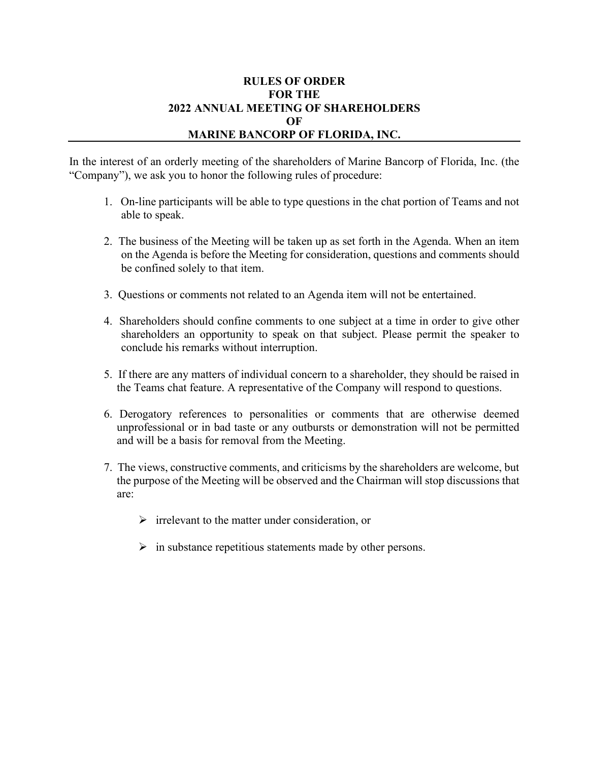# RULES OF ORDER
# FOR THE
# 2022 ANNUAL MEETING OF SHAREHOLDERS
# OF
# MARINE BANCORP OF FLORIDA, INC.

In the interest of an orderly meeting of the shareholders of Marine Bancorp of Florida, Inc. (the "Company"), we ask you to honor the following rules of procedure:

1. On-line participants will be able to type questions in the chat portion of Teams and not able to speak.

2. The business of the Meeting will be taken up as set forth in the Agenda. When an item on the Agenda is before the Meeting for consideration, questions and comments should be confined solely to that item.

3. Questions or comments not related to an Agenda item will not be entertained.

4. Shareholders should confine comments to one subject at a time in order to give other shareholders an opportunity to speak on that subject. Please permit the speaker to conclude his remarks without interruption.

5. If there are any matters of individual concern to a shareholder, they should be raised in the Teams chat feature. A representative of the Company will respond to questions.

6. Derogatory references to personalities or comments that are otherwise deemed unprofessional or in bad taste or any outbursts or demonstration will not be permitted and will be a basis for removal from the Meeting.

7. The views, constructive comments, and criticisms by the shareholders are welcome, but the purpose of the Meeting will be observed and the Chairman will stop discussions that are:

   - irrelevant to the matter under consideration, or

   - in substance repetitious statements made by other persons.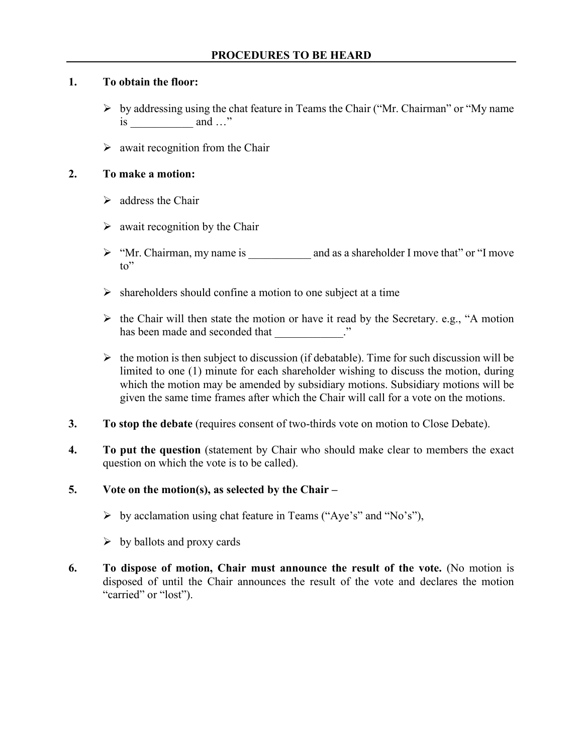## PROCEDURES TO BE HEARD

**1. To obtain the floor:**

- by addressing using the chat feature in Teams the Chair ("Mr. Chairman" or "My name is ___________ and …"
- await recognition from the Chair

**2. To make a motion:**

- address the Chair
- await recognition by the Chair
- "Mr. Chairman, my name is ___________ and as a shareholder I move that" or "I move to"
- shareholders should confine a motion to one subject at a time
- the Chair will then state the motion or have it read by the Secretary. e.g., "A motion has been made and seconded that ____________."
- the motion is then subject to discussion (if debatable). Time for such discussion will be limited to one (1) minute for each shareholder wishing to discuss the motion, during which the motion may be amended by subsidiary motions. Subsidiary motions will be given the same time frames after which the Chair will call for a vote on the motions.

**3. To stop the debate** (requires consent of two-thirds vote on motion to Close Debate).

**4. To put the question** (statement by Chair who should make clear to members the exact question on which the vote is to be called).

**5. Vote on the motion(s), as selected by the Chair –**

- by acclamation using chat feature in Teams ("Aye's" and "No's"),
- by ballots and proxy cards

**6. To dispose of motion, Chair must announce the result of the vote.** (No motion is disposed of until the Chair announces the result of the vote and declares the motion "carried" or "lost").